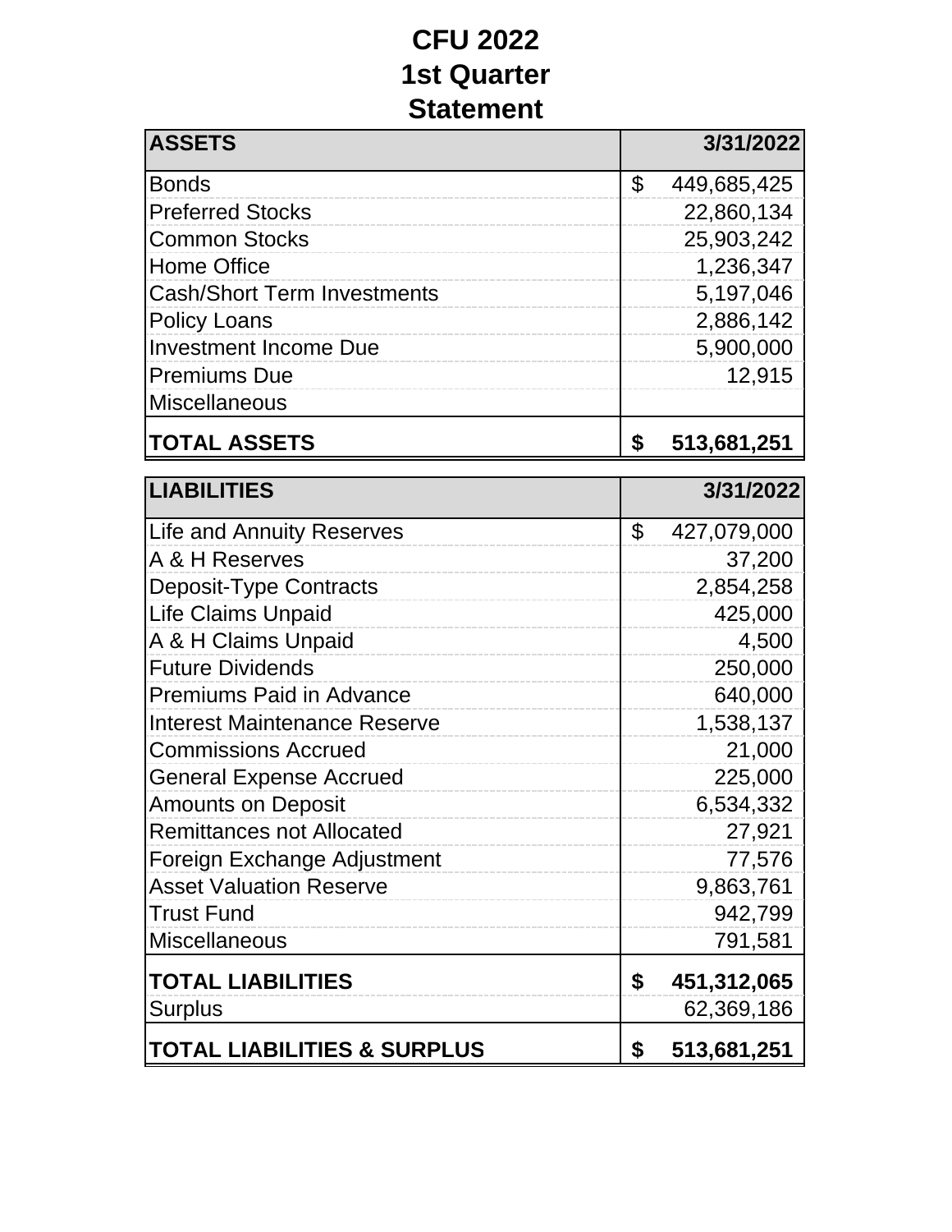# CFU 2022
# 1st Quarter
# Statement

| ASSETS | 3/31/2022 |
|---|---|
| Bonds | $ 449,685,425 |
| Preferred Stocks | 22,860,134 |
| Common Stocks | 25,903,242 |
| Home Office | 1,236,347 |
| Cash/Short Term Investments | 5,197,046 |
| Policy Loans | 2,886,142 |
| Investment Income Due | 5,900,000 |
| Premiums Due | 12,915 |
| Miscellaneous | |
| **TOTAL ASSETS** | **$ 513,681,251** |

| LIABILITIES | 3/31/2022 |
|---|---|
| Life and Annuity Reserves | $ 427,079,000 |
| A & H Reserves | 37,200 |
| Deposit-Type Contracts | 2,854,258 |
| Life Claims Unpaid | 425,000 |
| A & H Claims Unpaid | 4,500 |
| Future Dividends | 250,000 |
| Premiums Paid in Advance | 640,000 |
| Interest Maintenance Reserve | 1,538,137 |
| Commissions Accrued | 21,000 |
| General Expense Accrued | 225,000 |
| Amounts on Deposit | 6,534,332 |
| Remittances not Allocated | 27,921 |
| Foreign Exchange Adjustment | 77,576 |
| Asset Valuation Reserve | 9,863,761 |
| Trust Fund | 942,799 |
| Miscellaneous | 791,581 |
| **TOTAL LIABILITIES** | **$ 451,312,065** |
| Surplus | 62,369,186 |
| **TOTAL LIABILITIES & SURPLUS** | **$ 513,681,251** |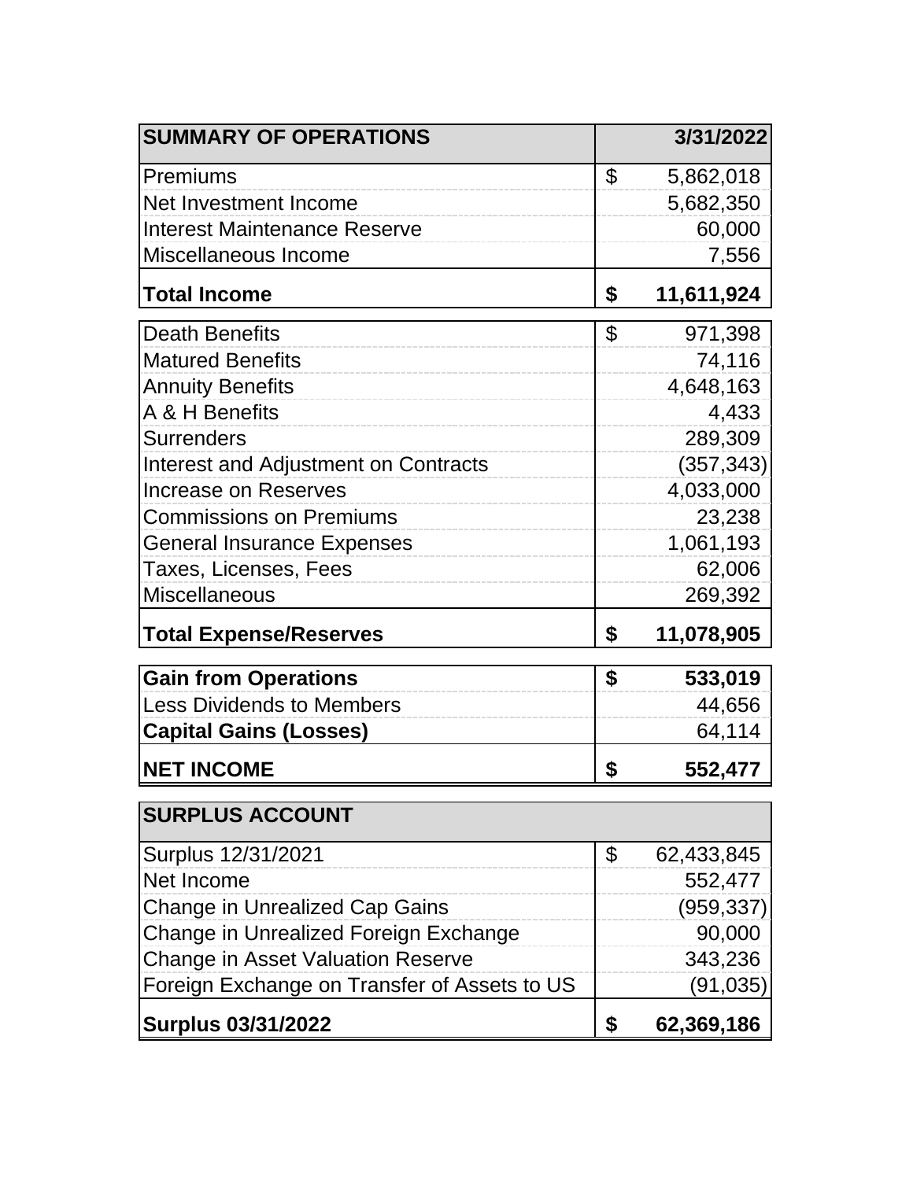| SUMMARY OF OPERATIONS | 3/31/2022 |
|---|---|
| Premiums | $ 5,862,018 |
| Net Investment Income | 5,682,350 |
| Interest Maintenance Reserve | 60,000 |
| Miscellaneous Income | 7,556 |
| **Total Income** | **$ 11,611,924** |
| Death Benefits | $ 971,398 |
| Matured Benefits | 74,116 |
| Annuity Benefits | 4,648,163 |
| A & H Benefits | 4,433 |
| Surrenders | 289,309 |
| Interest and Adjustment on Contracts | (357,343) |
| Increase on Reserves | 4,033,000 |
| Commissions on Premiums | 23,238 |
| General Insurance Expenses | 1,061,193 |
| Taxes, Licenses, Fees | 62,006 |
| Miscellaneous | 269,392 |
| **Total Expense/Reserves** | **$ 11,078,905** |
| **Gain from Operations** | **$ 533,019** |
| Less Dividends to Members | 44,656 |
| **Capital Gains (Losses)** | 64,114 |
| **NET INCOME** | **$ 552,477** |

| SURPLUS ACCOUNT | |
|---|---|
| Surplus 12/31/2021 | $ 62,433,845 |
| Net Income | 552,477 |
| Change in Unrealized Cap Gains | (959,337) |
| Change in Unrealized Foreign Exchange | 90,000 |
| Change in Asset Valuation Reserve | 343,236 |
| Foreign Exchange on Transfer of Assets to US | (91,035) |
| **Surplus 03/31/2022** | **$ 62,369,186** |